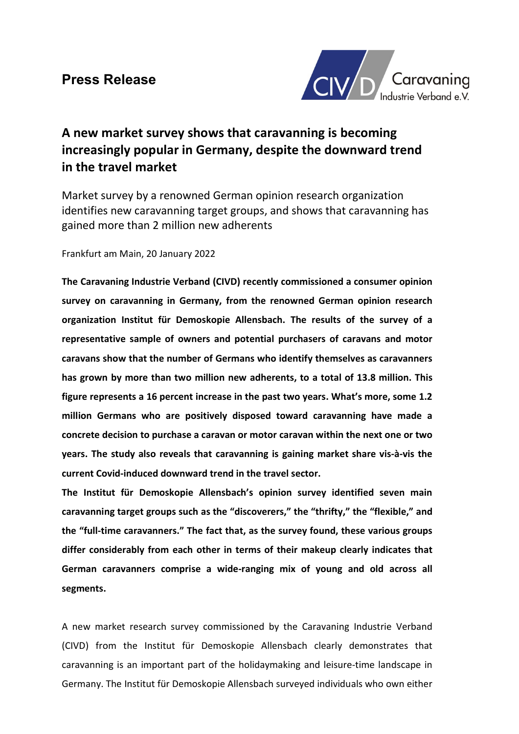**Press Release**

Caravaning Industrie Verband e.V.

# A new market survey shows that caravanning is becoming increasingly popular in Germany, despite the downward trend in the travel market

Market survey by a renowned German opinion research organization identifies new caravanning target groups, and shows that caravanning has gained more than 2 million new adherents

Frankfurt am Main, 20 January 2022

**The Caravaning Industrie Verband (CIVD) recently commissioned a consumer opinion survey on caravanning in Germany, from the renowned German opinion research organization Institut für Demoskopie Allensbach. The results of the survey of a representative sample of owners and potential purchasers of caravans and motor caravans show that the number of Germans who identify themselves as caravanners has grown by more than two million new adherents, to a total of 13.8 million. This figure represents a 16 percent increase in the past two years. What's more, some 1.2 million Germans who are positively disposed toward caravanning have made a concrete decision to purchase a caravan or motor caravan within the next one or two years. The study also reveals that caravanning is gaining market share vis-à-vis the current Covid-induced downward trend in the travel sector.**

**The Institut für Demoskopie Allensbach's opinion survey identified seven main caravanning target groups such as the "discoverers," the "thrifty," the "flexible," and the "full-time caravanners." The fact that, as the survey found, these various groups differ considerably from each other in terms of their makeup clearly indicates that German caravanners comprise a wide-ranging mix of young and old across all segments.**

A new market research survey commissioned by the Caravaning Industrie Verband (CIVD) from the Institut für Demoskopie Allensbach clearly demonstrates that caravanning is an important part of the holidaymaking and leisure-time landscape in Germany. The Institut für Demoskopie Allensbach surveyed individuals who own either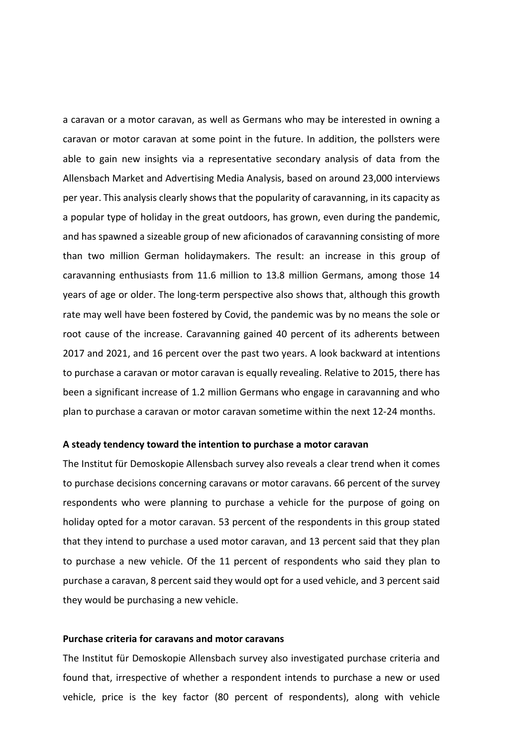a caravan or a motor caravan, as well as Germans who may be interested in owning a caravan or motor caravan at some point in the future. In addition, the pollsters were able to gain new insights via a representative secondary analysis of data from the Allensbach Market and Advertising Media Analysis, based on around 23,000 interviews per year. This analysis clearly shows that the popularity of caravanning, in its capacity as a popular type of holiday in the great outdoors, has grown, even during the pandemic, and has spawned a sizeable group of new aficionados of caravanning consisting of more than two million German holidaymakers. The result: an increase in this group of caravanning enthusiasts from 11.6 million to 13.8 million Germans, among those 14 years of age or older. The long-term perspective also shows that, although this growth rate may well have been fostered by Covid, the pandemic was by no means the sole or root cause of the increase. Caravanning gained 40 percent of its adherents between 2017 and 2021, and 16 percent over the past two years. A look backward at intentions to purchase a caravan or motor caravan is equally revealing. Relative to 2015, there has been a significant increase of 1.2 million Germans who engage in caravanning and who plan to purchase a caravan or motor caravan sometime within the next 12-24 months.

**A steady tendency toward the intention to purchase a motor caravan**

The Institut für Demoskopie Allensbach survey also reveals a clear trend when it comes to purchase decisions concerning caravans or motor caravans. 66 percent of the survey respondents who were planning to purchase a vehicle for the purpose of going on holiday opted for a motor caravan. 53 percent of the respondents in this group stated that they intend to purchase a used motor caravan, and 13 percent said that they plan to purchase a new vehicle. Of the 11 percent of respondents who said they plan to purchase a caravan, 8 percent said they would opt for a used vehicle, and 3 percent said they would be purchasing a new vehicle.

**Purchase criteria for caravans and motor caravans**

The Institut für Demoskopie Allensbach survey also investigated purchase criteria and found that, irrespective of whether a respondent intends to purchase a new or used vehicle, price is the key factor (80 percent of respondents), along with vehicle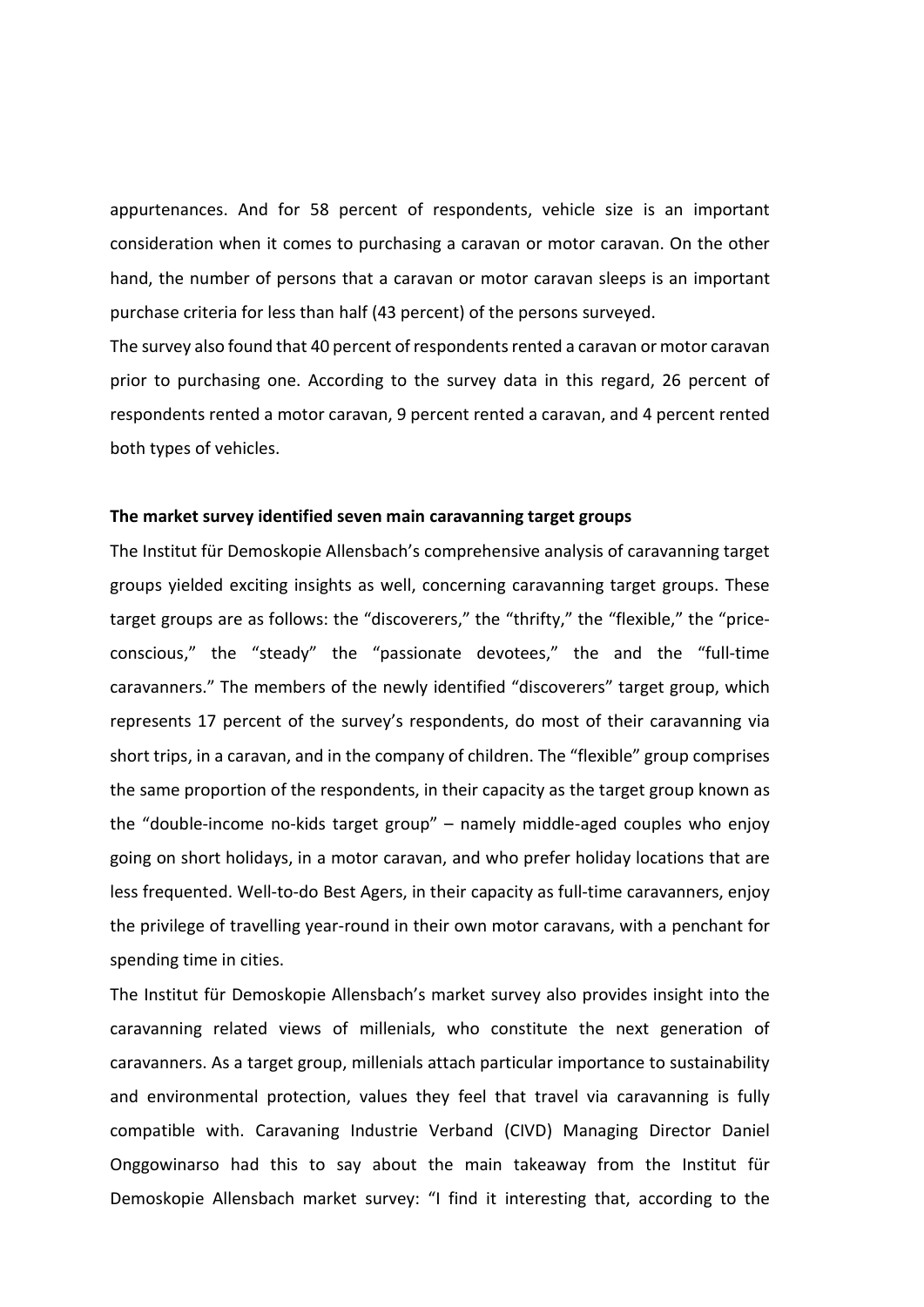appurtenances. And for 58 percent of respondents, vehicle size is an important consideration when it comes to purchasing a caravan or motor caravan. On the other hand, the number of persons that a caravan or motor caravan sleeps is an important purchase criteria for less than half (43 percent) of the persons surveyed.

The survey also found that 40 percent of respondents rented a caravan or motor caravan prior to purchasing one. According to the survey data in this regard, 26 percent of respondents rented a motor caravan, 9 percent rented a caravan, and 4 percent rented both types of vehicles.

**The market survey identified seven main caravanning target groups**

The Institut für Demoskopie Allensbach's comprehensive analysis of caravanning target groups yielded exciting insights as well, concerning caravanning target groups. These target groups are as follows: the "discoverers," the "thrifty," the "flexible," the "price-conscious," the "steady" the "passionate devotees," the and the "full-time caravanners." The members of the newly identified "discoverers" target group, which represents 17 percent of the survey's respondents, do most of their caravanning via short trips, in a caravan, and in the company of children. The "flexible" group comprises the same proportion of the respondents, in their capacity as the target group known as the "double-income no-kids target group" – namely middle-aged couples who enjoy going on short holidays, in a motor caravan, and who prefer holiday locations that are less frequented. Well-to-do Best Agers, in their capacity as full-time caravanners, enjoy the privilege of travelling year-round in their own motor caravans, with a penchant for spending time in cities.

The Institut für Demoskopie Allensbach's market survey also provides insight into the caravanning related views of millenials, who constitute the next generation of caravanners. As a target group, millenials attach particular importance to sustainability and environmental protection, values they feel that travel via caravanning is fully compatible with. Caravaning Industrie Verband (CIVD) Managing Director Daniel Onggowinarso had this to say about the main takeaway from the Institut für Demoskopie Allensbach market survey: "I find it interesting that, according to the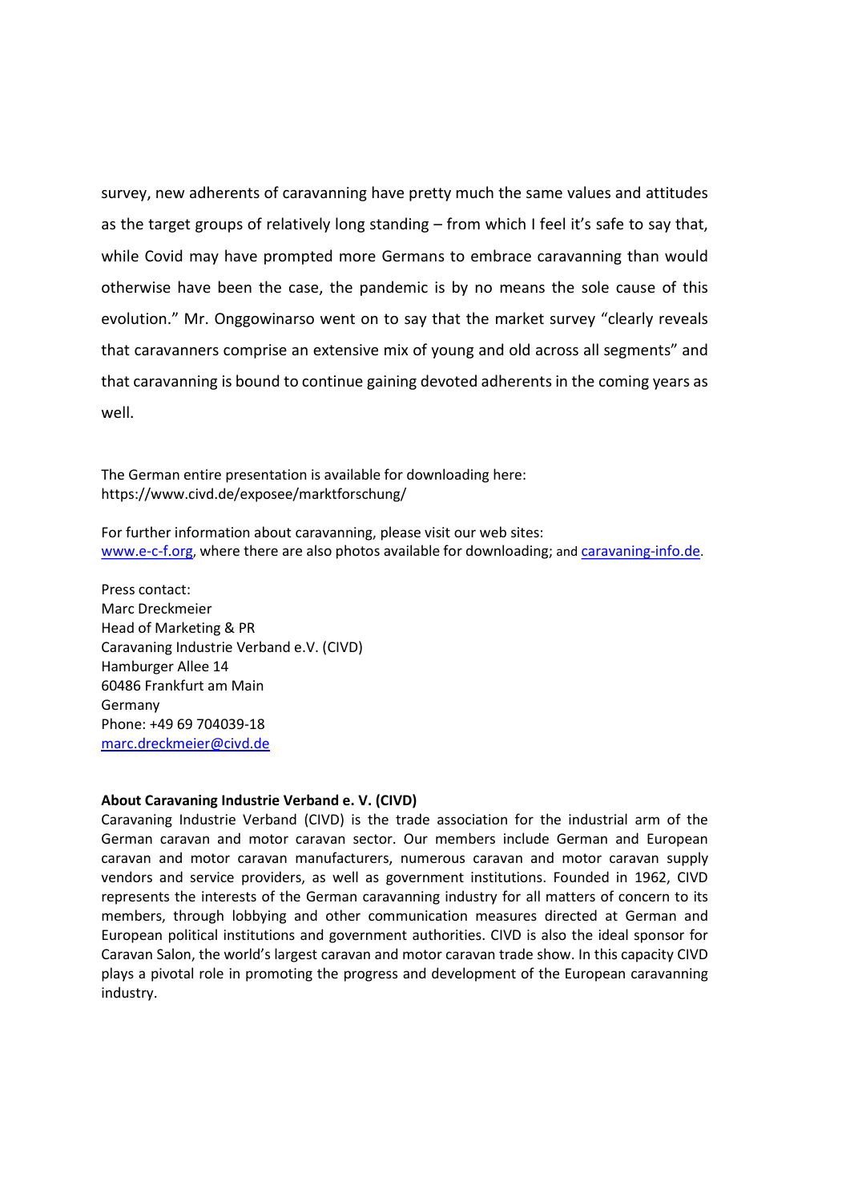survey, new adherents of caravanning have pretty much the same values and attitudes as the target groups of relatively long standing – from which I feel it's safe to say that, while Covid may have prompted more Germans to embrace caravanning than would otherwise have been the case, the pandemic is by no means the sole cause of this evolution." Mr. Onggowinarso went on to say that the market survey "clearly reveals that caravanners comprise an extensive mix of young and old across all segments" and that caravanning is bound to continue gaining devoted adherents in the coming years as well.

The German entire presentation is available for downloading here:
https://www.civd.de/exposee/marktforschung/

For further information about caravanning, please visit our web sites:
www.e-c-f.org, where there are also photos available for downloading; and caravaning-info.de.

Press contact:
Marc Dreckmeier
Head of Marketing & PR
Caravaning Industrie Verband e.V. (CIVD)
Hamburger Allee 14
60486 Frankfurt am Main
Germany
Phone: +49 69 704039-18
marc.dreckmeier@civd.de

**About Caravaning Industrie Verband e. V. (CIVD)**
Caravaning Industrie Verband (CIVD) is the trade association for the industrial arm of the German caravan and motor caravan sector. Our members include German and European caravan and motor caravan manufacturers, numerous caravan and motor caravan supply vendors and service providers, as well as government institutions. Founded in 1962, CIVD represents the interests of the German caravanning industry for all matters of concern to its members, through lobbying and other communication measures directed at German and European political institutions and government authorities. CIVD is also the ideal sponsor for Caravan Salon, the world's largest caravan and motor caravan trade show. In this capacity CIVD plays a pivotal role in promoting the progress and development of the European caravanning industry.